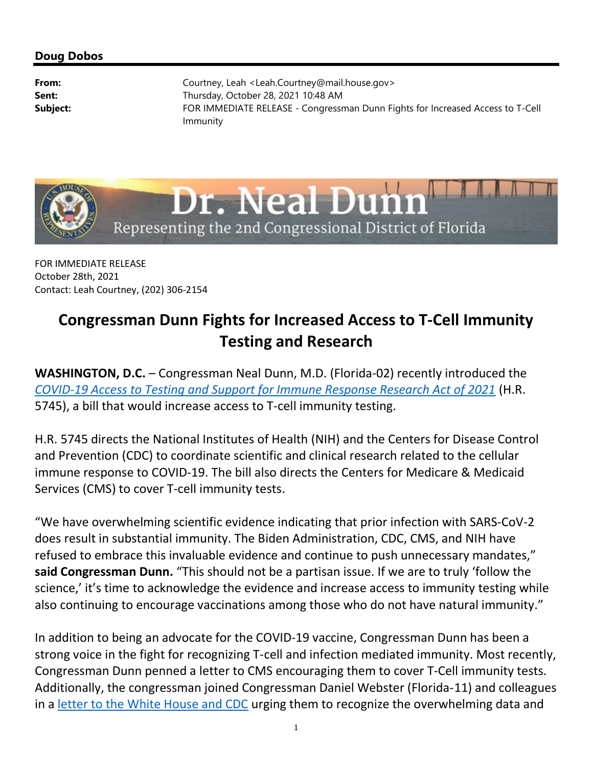**Doug Dobos**

**From:** Courtney, Leah <Leah.Courtney@mail.house.gov>
**Sent:** Thursday, October 28, 2021 10:48 AM
**Subject:** FOR IMMEDIATE RELEASE - Congressman Dunn Fights for Increased Access to T-Cell Immunity

Dr. Neal Dunn
Representing the 2nd Congressional District of Florida

FOR IMMEDIATE RELEASE
October 28th, 2021
Contact: Leah Courtney, (202) 306-2154

# Congressman Dunn Fights for Increased Access to T-Cell Immunity Testing and Research

**WASHINGTON, D.C.** – Congressman Neal Dunn, M.D. (Florida-02) recently introduced the *COVID-19 Access to Testing and Support for Immune Response Research Act of 2021* (H.R. 5745), a bill that would increase access to T-cell immunity testing.

H.R. 5745 directs the National Institutes of Health (NIH) and the Centers for Disease Control and Prevention (CDC) to coordinate scientific and clinical research related to the cellular immune response to COVID-19. The bill also directs the Centers for Medicare & Medicaid Services (CMS) to cover T-cell immunity tests.

"We have overwhelming scientific evidence indicating that prior infection with SARS-CoV-2 does result in substantial immunity. The Biden Administration, CDC, CMS, and NIH have refused to embrace this invaluable evidence and continue to push unnecessary mandates," **said Congressman Dunn.** "This should not be a partisan issue. If we are to truly 'follow the science,' it's time to acknowledge the evidence and increase access to immunity testing while also continuing to encourage vaccinations among those who do not have natural immunity."

In addition to being an advocate for the COVID-19 vaccine, Congressman Dunn has been a strong voice in the fight for recognizing T-cell and infection mediated immunity. Most recently, Congressman Dunn penned a letter to CMS encouraging them to cover T-Cell immunity tests. Additionally, the congressman joined Congressman Daniel Webster (Florida-11) and colleagues in a letter to the White House and CDC urging them to recognize the overwhelming data and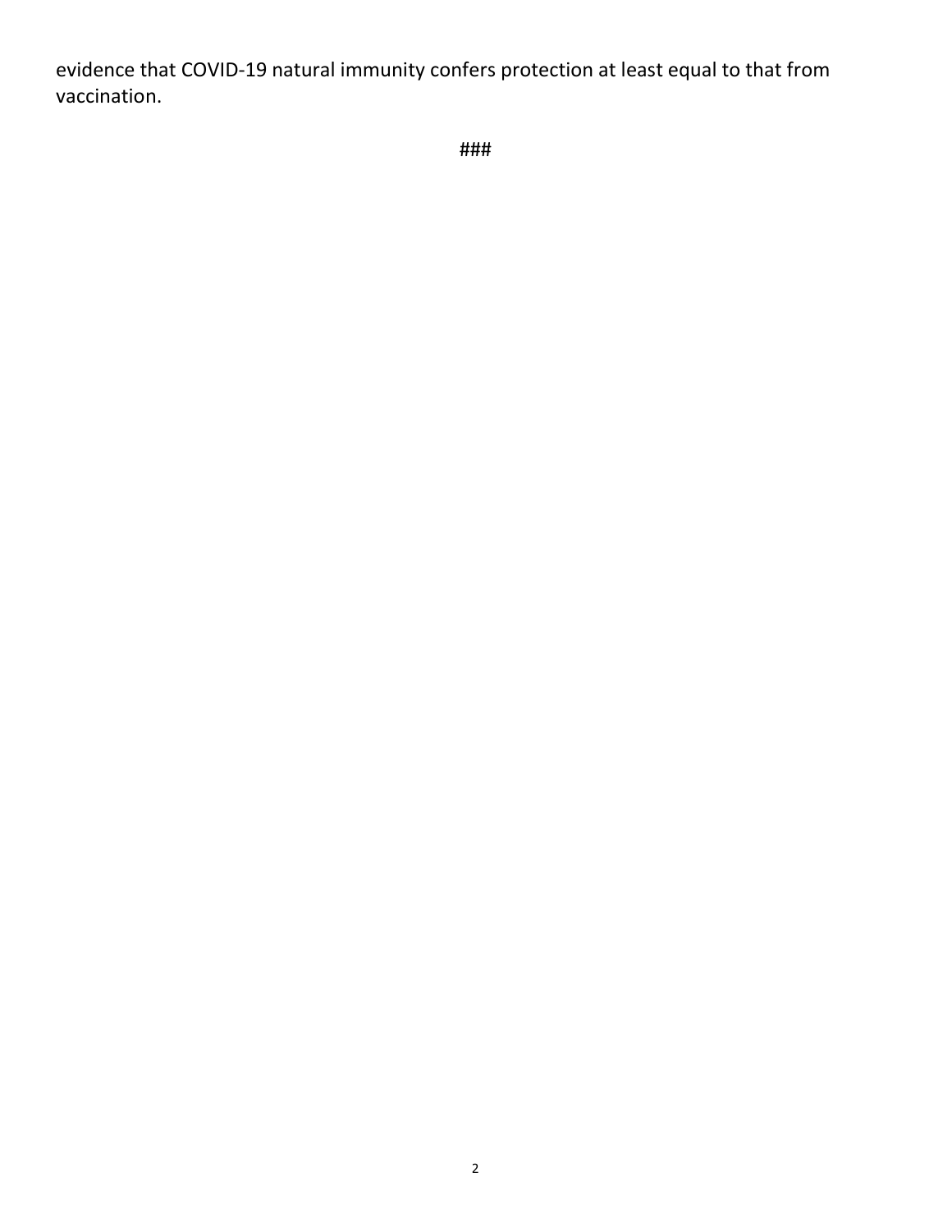evidence that COVID-19 natural immunity confers protection at least equal to that from vaccination.

###